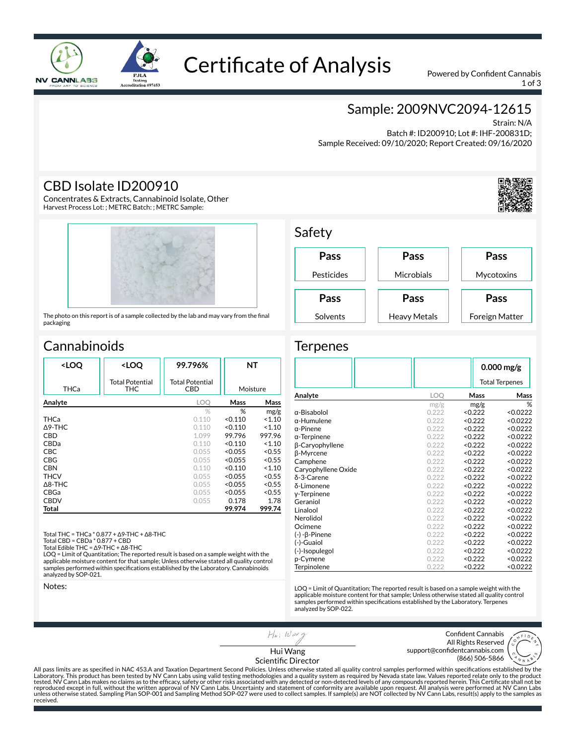# Certificate of Analysis

Powered by Confident Cannabis

## Sample: 2009NVC2094-12615

Strain: N/A
Batch #: ID200910; Lot #: IHF-200831D;
Sample Received: 09/10/2020; Report Created: 09/16/2020

## CBD Isolate ID200910

Concentrates & Extracts, Cannabinoid Isolate, Other
Harvest Process Lot: ; METRC Batch: ; METRC Sample:

The photo on this report is of a sample collected by the lab and may vary from the final packaging

## Safety

| Pass | Pass | Pass |
|---|---|---|
| Pesticides | Microbials | Mycotoxins |
| **Pass** | **Pass** | **Pass** |
| Solvents | Heavy Metals | Foreign Matter |

## Cannabinoids

| <LOQ | <LOQ | 99.796% | NT |
|---|---|---|---|
| THCa | Total Potential THC | Total Potential CBD | Moisture |

| Analyte | LOQ | Mass | Mass |
|---|---|---|---|
| | % | % | mg/g |
| THCa | 0.110 | <0.110 | <1.10 |
| Δ9-THC | 0.110 | <0.110 | <1.10 |
| CBD | 1.099 | 99.796 | 997.96 |
| CBDa | 0.110 | <0.110 | <1.10 |
| CBC | 0.055 | <0.055 | <0.55 |
| CBG | 0.055 | <0.055 | <0.55 |
| CBN | 0.110 | <0.110 | <1.10 |
| THCV | 0.055 | <0.055 | <0.55 |
| Δ8-THC | 0.055 | <0.055 | <0.55 |
| CBGa | 0.055 | <0.055 | <0.55 |
| CBDV | 0.055 | 0.178 | 1.78 |
| **Total** | | **99.974** | **999.74** |

Total THC = THCa * 0.877 + Δ9-THC + Δ8-THC
Total CBD = CBDa * 0.877 + CBD
Total Edible THC = Δ9-THC + Δ8-THC
LOQ = Limit of Quantitation; The reported result is based on a sample weight with the applicable moisture content for that sample; Unless otherwise stated all quality control samples performed within specifications established by the Laboratory. Cannabinoids analyzed by SOP-021.

Notes:

## Terpenes

| 0.000 mg/g |
|---|
| Total Terpenes |

| Analyte | LOQ | Mass | Mass |
|---|---|---|---|
| | mg/g | mg/g | % |
| α-Bisabolol | 0.222 | <0.222 | <0.0222 |
| α-Humulene | 0.222 | <0.222 | <0.0222 |
| α-Pinene | 0.222 | <0.222 | <0.0222 |
| α-Terpinene | 0.222 | <0.222 | <0.0222 |
| β-Caryophyllene | 0.222 | <0.222 | <0.0222 |
| β-Myrcene | 0.222 | <0.222 | <0.0222 |
| Camphene | 0.222 | <0.222 | <0.0222 |
| Caryophyllene Oxide | 0.222 | <0.222 | <0.0222 |
| δ-3-Carene | 0.222 | <0.222 | <0.0222 |
| δ-Limonene | 0.222 | <0.222 | <0.0222 |
| γ-Terpinene | 0.222 | <0.222 | <0.0222 |
| Geraniol | 0.222 | <0.222 | <0.0222 |
| Linalool | 0.222 | <0.222 | <0.0222 |
| Nerolidol | 0.222 | <0.222 | <0.0222 |
| Ocimene | 0.222 | <0.222 | <0.0222 |
| (-)-β-Pinene | 0.222 | <0.222 | <0.0222 |
| (-)-Guaiol | 0.222 | <0.222 | <0.0222 |
| (-)-Isopulegol | 0.222 | <0.222 | <0.0222 |
| p-Cymene | 0.222 | <0.222 | <0.0222 |
| Terpinolene | 0.222 | <0.222 | <0.0222 |

LOQ = Limit of Quantitation; The reported result is based on a sample weight with the applicable moisture content for that sample; Unless otherwise stated all quality control samples performed within specifications established by the Laboratory. Terpenes analyzed by SOP-022.

Hui Wang
Scientific Director

Confident Cannabis
All Rights Reserved
support@confidentcannabis.com
(866) 506-5866

All pass limits are as specified in NAC 453.A and Taxation Department Second Policies. Unless otherwise stated all quality control samples performed within specifications established by the Laboratory. This product has been tested by NV Cann Labs using valid testing methodologies and a quality system as required by Nevada state law. Values reported relate only to the product tested. NV Cann Labs makes no claims as to the efficacy, safety or other risks associated with any detected or non-detected levels of any compounds reported herein. This Certificate shall not be reproduced except in full, without the written approval of NV Cann Labs. Uncertainty and statement of conformity are available upon request. All analysis were performed at NV Cann Labs unless otherwise stated. Sampling Plan SOP-001 and Sampling Method SOP-027 were used to collect samples. If sample(s) are NOT collected by NV Cann Labs, result(s) apply to the samples as received.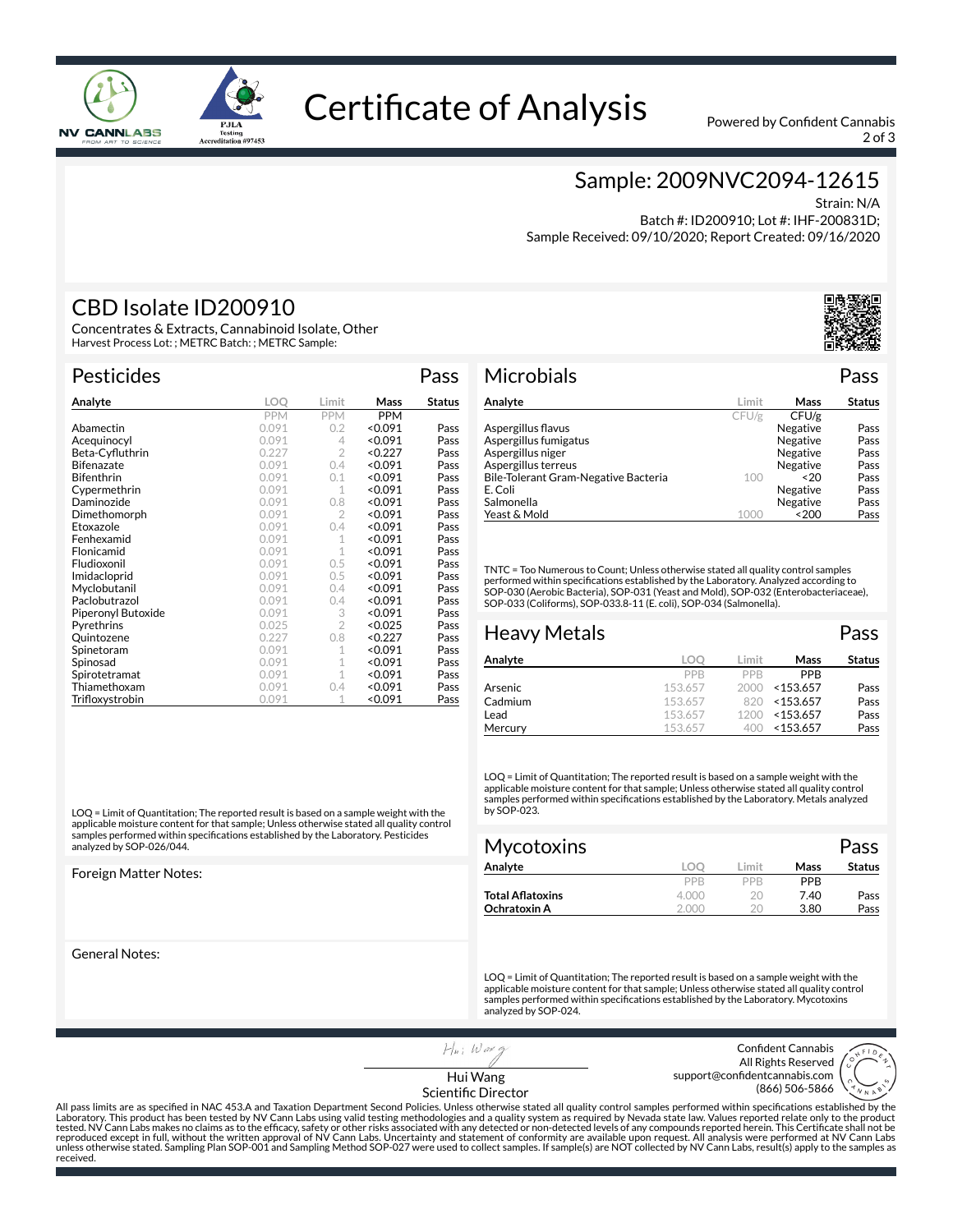# Certificate of Analysis

Powered by Confident Cannabis

## Sample: 2009NVC2094-12615

Strain: N/A
Batch #: ID200910; Lot #: IHF-200831D;
Sample Received: 09/10/2020; Report Created: 09/16/2020

## CBD Isolate ID200910

Concentrates & Extracts, Cannabinoid Isolate, Other
Harvest Process Lot: ; METRC Batch: ; METRC Sample:

### Pesticides — Pass

| Analyte | LOQ | Limit | Mass | Status |
|---|---|---|---|---|
| | PPM | PPM | PPM | |
| Abamectin | 0.091 | 0.2 | <0.091 | Pass |
| Acequinocyl | 0.091 | 4 | <0.091 | Pass |
| Beta-Cyfluthrin | 0.227 | 2 | <0.227 | Pass |
| Bifenazate | 0.091 | 0.4 | <0.091 | Pass |
| Bifenthrin | 0.091 | 0.1 | <0.091 | Pass |
| Cypermethrin | 0.091 | 1 | <0.091 | Pass |
| Daminozide | 0.091 | 0.8 | <0.091 | Pass |
| Dimethomorph | 0.091 | 2 | <0.091 | Pass |
| Etoxazole | 0.091 | 0.4 | <0.091 | Pass |
| Fenhexamid | 0.091 | 1 | <0.091 | Pass |
| Flonicamid | 0.091 | 1 | <0.091 | Pass |
| Fludioxonil | 0.091 | 0.5 | <0.091 | Pass |
| Imidacloprid | 0.091 | 0.5 | <0.091 | Pass |
| Myclobutanil | 0.091 | 0.4 | <0.091 | Pass |
| Paclobutrazol | 0.091 | 0.4 | <0.091 | Pass |
| Piperonyl Butoxide | 0.091 | 3 | <0.091 | Pass |
| Pyrethrins | 0.025 | 2 | <0.025 | Pass |
| Quintozene | 0.227 | 0.8 | <0.227 | Pass |
| Spinetoram | 0.091 | 1 | <0.091 | Pass |
| Spinosad | 0.091 | 1 | <0.091 | Pass |
| Spirotetramat | 0.091 | 1 | <0.091 | Pass |
| Thiamethoxam | 0.091 | 0.4 | <0.091 | Pass |
| Trifloxystrobin | 0.091 | 1 | <0.091 | Pass |

LOQ = Limit of Quantitation; The reported result is based on a sample weight with the applicable moisture content for that sample; Unless otherwise stated all quality control samples performed within specifications established by the Laboratory. Pesticides analyzed by SOP-026/044.

Foreign Matter Notes:

General Notes:

### Microbials — Pass

| Analyte | Limit | Mass | Status |
|---|---|---|---|
| | CFU/g | CFU/g | |
| Aspergillus flavus | | Negative | Pass |
| Aspergillus fumigatus | | Negative | Pass |
| Aspergillus niger | | Negative | Pass |
| Aspergillus terreus | | Negative | Pass |
| Bile-Tolerant Gram-Negative Bacteria | 100 | <20 | Pass |
| E. Coli | | Negative | Pass |
| Salmonella | | Negative | Pass |
| Yeast & Mold | 1000 | <200 | Pass |

TNTC = Too Numerous to Count; Unless otherwise stated all quality control samples performed within specifications established by the Laboratory. Analyzed according to SOP-030 (Aerobic Bacteria), SOP-031 (Yeast and Mold), SOP-032 (Enterobacteriaceae), SOP-033 (Coliforms), SOP-033.8-11 (E. coli), SOP-034 (Salmonella).

### Heavy Metals — Pass

| Analyte | LOQ | Limit | Mass | Status |
|---|---|---|---|---|
| | PPB | PPB | PPB | |
| Arsenic | 153.657 | 2000 | <153.657 | Pass |
| Cadmium | 153.657 | 820 | <153.657 | Pass |
| Lead | 153.657 | 1200 | <153.657 | Pass |
| Mercury | 153.657 | 400 | <153.657 | Pass |

LOQ = Limit of Quantitation; The reported result is based on a sample weight with the applicable moisture content for that sample; Unless otherwise stated all quality control samples performed within specifications established by the Laboratory. Metals analyzed by SOP-023.

### Mycotoxins — Pass

| Analyte | LOQ | Limit | Mass | Status |
|---|---|---|---|---|
| | PPB | PPB | PPB | |
| **Total Aflatoxins** | 4.000 | 20 | 7.40 | Pass |
| **Ochratoxin A** | 2.000 | 20 | 3.80 | Pass |

LOQ = Limit of Quantitation; The reported result is based on a sample weight with the applicable moisture content for that sample; Unless otherwise stated all quality control samples performed within specifications established by the Laboratory. Mycotoxins analyzed by SOP-024.

Hui Wang
Scientific Director

Confident Cannabis
All Rights Reserved
support@confidentcannabis.com
(866) 506-5866

All pass limits are as specified in NAC 453.A and Taxation Department Second Policies. Unless otherwise stated all quality control samples performed within specifications established by the Laboratory. This product has been tested by NV Cann Labs using valid testing methodologies and a quality system as required by Nevada state law. Values reported relate only to the product tested. NV Cann Labs makes no claims as to the efficacy, safety or other risks associated with any detected or non-detected levels of any compounds reported herein. This Certificate shall not be reproduced except in full, without the written approval of NV Cann Labs. Uncertainty and statement of conformity are available upon request. All analysis were performed at NV Cann Labs unless otherwise stated. Sampling Plan SOP-001 and Sampling Method SOP-027 were used to collect samples. If sample(s) are NOT collected by NV Cann Labs, result(s) apply to the samples as received.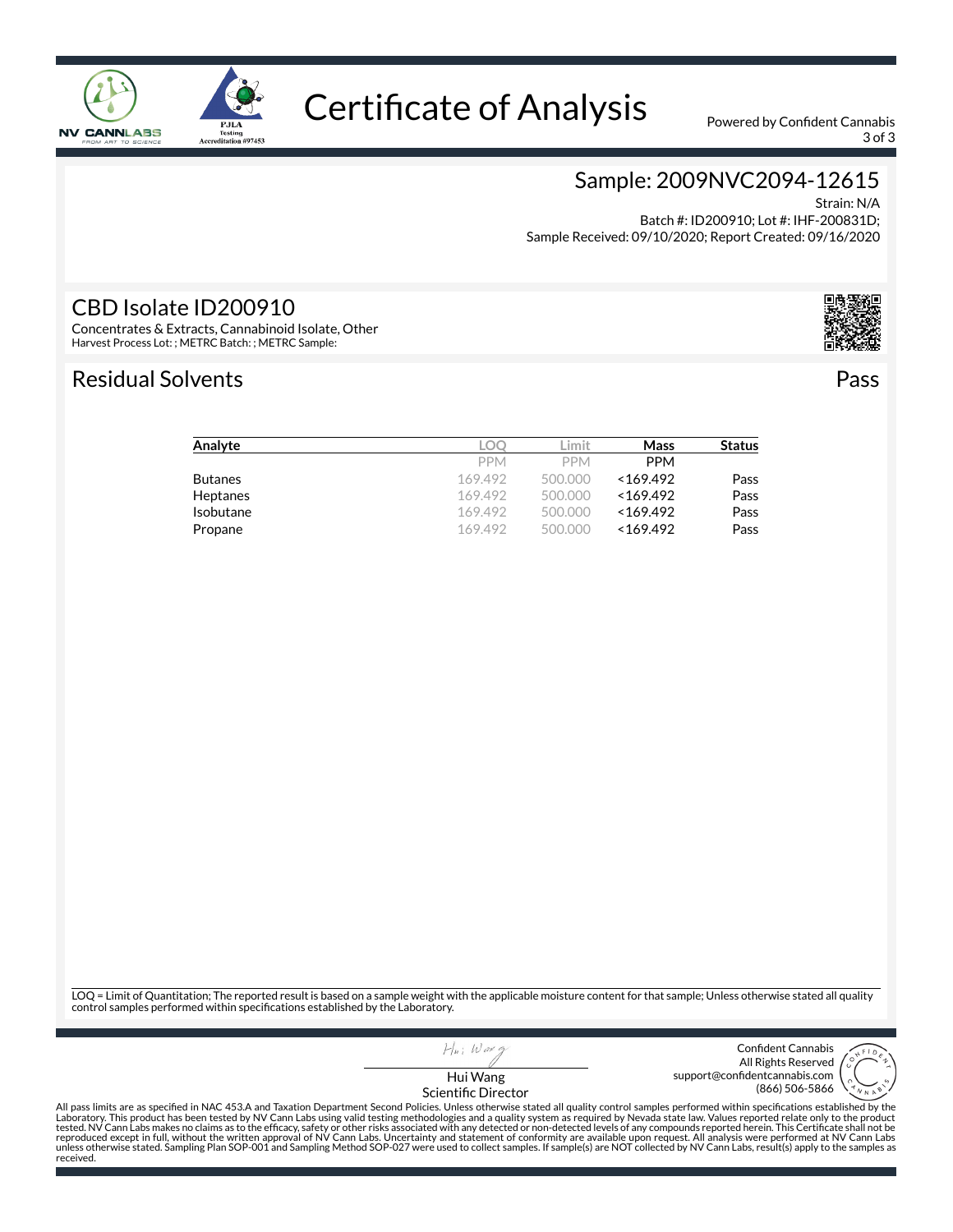# Certificate of Analysis

Powered by Confident Cannabis

## Sample: 2009NVC2094-12615

Strain: N/A
Batch #: ID200910; Lot #: IHF-200831D;
Sample Received: 09/10/2020; Report Created: 09/16/2020

## CBD Isolate ID200910

Concentrates & Extracts, Cannabinoid Isolate, Other
Harvest Process Lot: ; METRC Batch: ; METRC Sample:

## Residual Solvents

Pass

| Analyte | LOQ | Limit | Mass | Status |
|---|---|---|---|---|
| | PPM | PPM | PPM | |
| Butanes | 169.492 | 500.000 | <169.492 | Pass |
| Heptanes | 169.492 | 500.000 | <169.492 | Pass |
| Isobutane | 169.492 | 500.000 | <169.492 | Pass |
| Propane | 169.492 | 500.000 | <169.492 | Pass |

LOQ = Limit of Quantitation; The reported result is based on a sample weight with the applicable moisture content for that sample; Unless otherwise stated all quality control samples performed within specifications established by the Laboratory.

Hui Wang
Scientific Director

Confident Cannabis
All Rights Reserved
support@confidentcannabis.com
(866) 506-5866

All pass limits are as specified in NAC 453.A and Taxation Department Second Policies. Unless otherwise stated all quality control samples performed within specifications established by the Laboratory. This product has been tested by NV Cann Labs using valid testing methodologies and a quality system as required by Nevada state law. Values reported relate only to the product tested. NV Cann Labs makes no claims as to the efficacy, safety or other risks associated with any detected or non-detected levels of any compounds reported herein. This Certificate shall not be reproduced except in full, without the written approval of NV Cann Labs. Uncertainty and statement of conformity are available upon request. All analysis were performed at NV Cann Labs unless otherwise stated. Sampling Plan SOP-001 and Sampling Method SOP-027 were used to collect samples. If sample(s) are NOT collected by NV Cann Labs, result(s) apply to the samples as received.